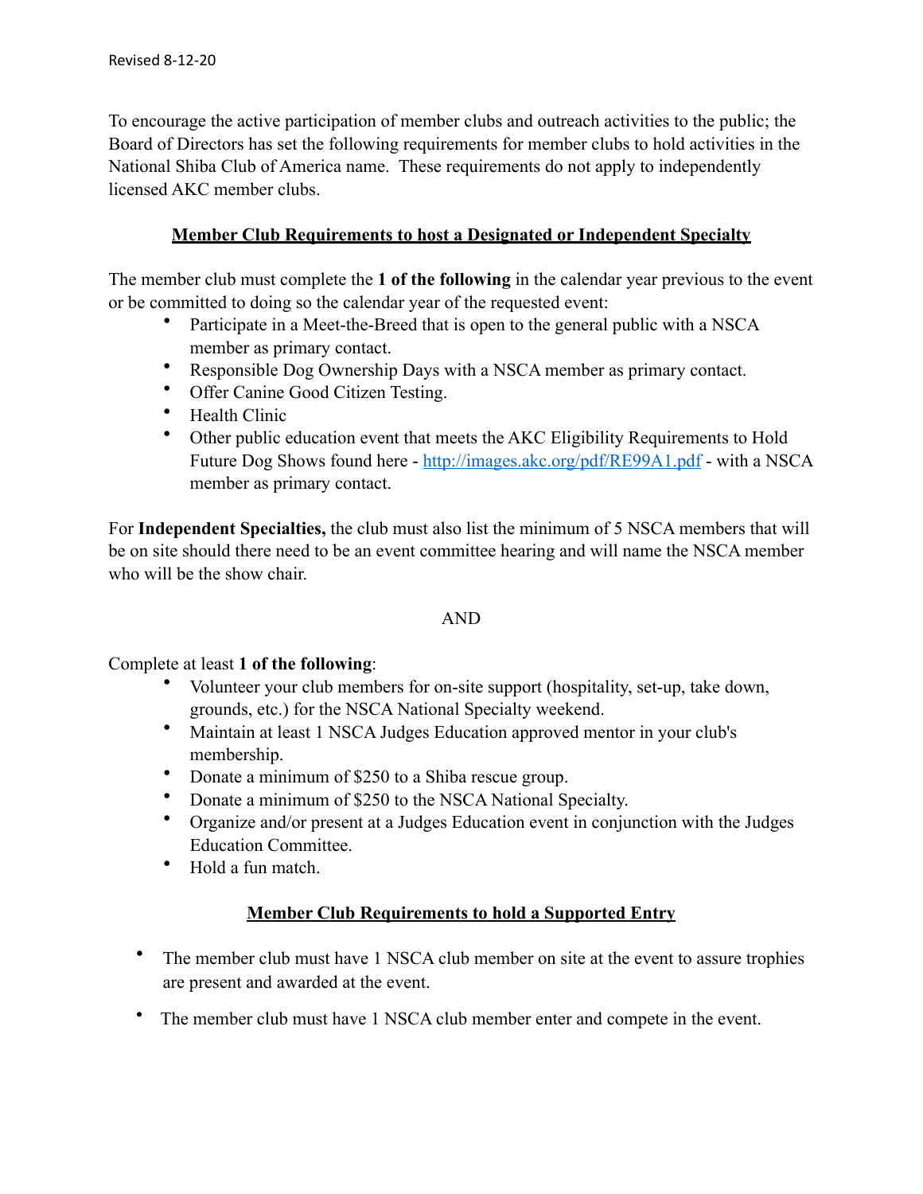Revised 8-12-20

To encourage the active participation of member clubs and outreach activities to the public; the Board of Directors has set the following requirements for member clubs to hold activities in the National Shiba Club of America name. These requirements do not apply to independently licensed AKC member clubs.

## Member Club Requirements to host a Designated or Independent Specialty

The member club must complete the **1 of the following** in the calendar year previous to the event or be committed to doing so the calendar year of the requested event:

- Participate in a Meet-the-Breed that is open to the general public with a NSCA member as primary contact.
- Responsible Dog Ownership Days with a NSCA member as primary contact.
- Offer Canine Good Citizen Testing.
- Health Clinic
- Other public education event that meets the AKC Eligibility Requirements to Hold Future Dog Shows found here - http://images.akc.org/pdf/RE99A1.pdf - with a NSCA member as primary contact.

For **Independent Specialties,** the club must also list the minimum of 5 NSCA members that will be on site should there need to be an event committee hearing and will name the NSCA member who will be the show chair.

AND

Complete at least **1 of the following**:

- Volunteer your club members for on-site support (hospitality, set-up, take down, grounds, etc.) for the NSCA National Specialty weekend.
- Maintain at least 1 NSCA Judges Education approved mentor in your club's membership.
- Donate a minimum of $250 to a Shiba rescue group.
- Donate a minimum of $250 to the NSCA National Specialty.
- Organize and/or present at a Judges Education event in conjunction with the Judges Education Committee.
- Hold a fun match.

## Member Club Requirements to hold a Supported Entry

- The member club must have 1 NSCA club member on site at the event to assure trophies are present and awarded at the event.
- The member club must have 1 NSCA club member enter and compete in the event.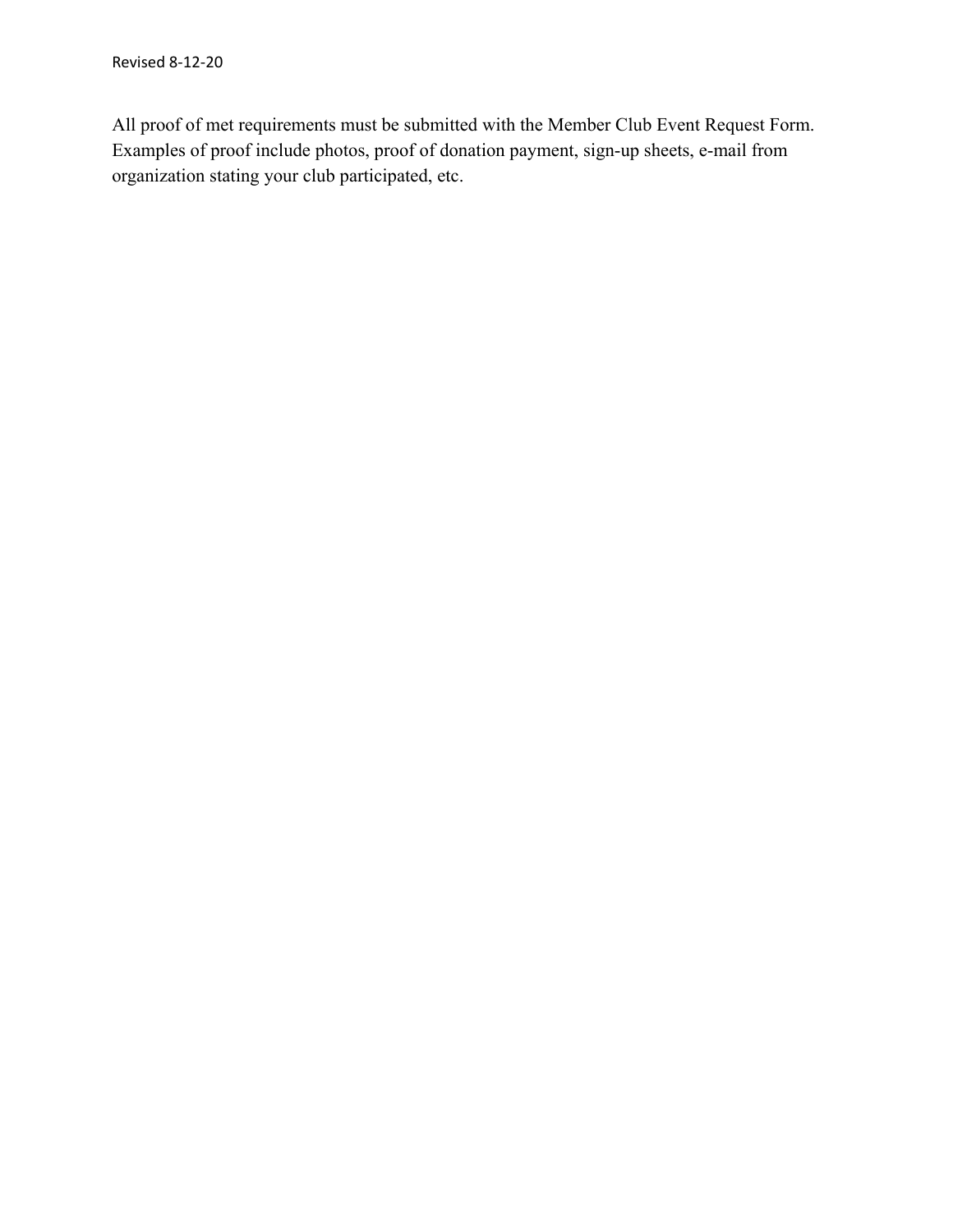All proof of met requirements must be submitted with the Member Club Event Request Form. Examples of proof include photos, proof of donation payment, sign-up sheets, e-mail from organization stating your club participated, etc.